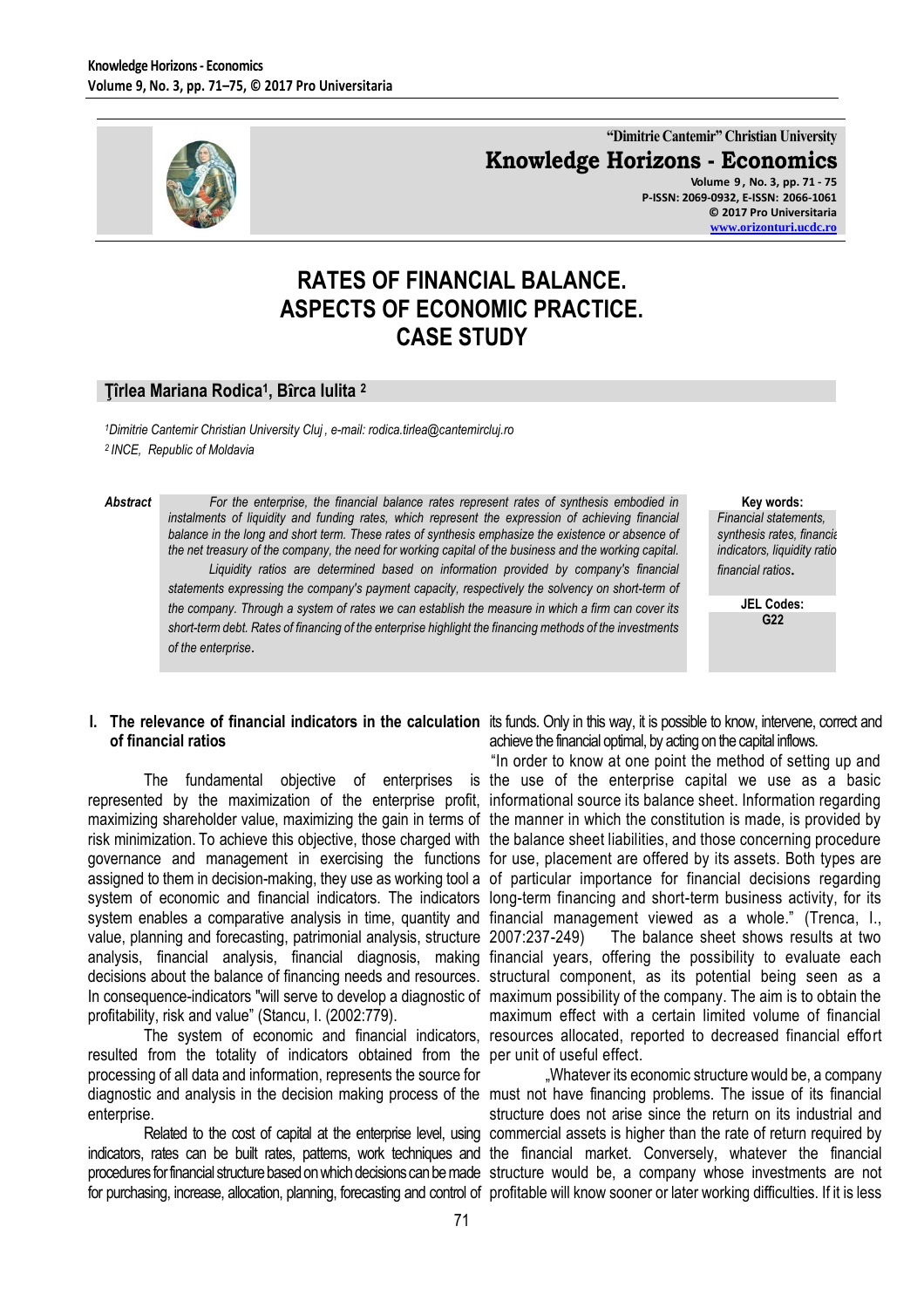# RATES OF FINANCIAL BALANCE. ASPECTS OF ECONOMIC PRACTICE. CASE STUDY

**Ţîrlea Mariana Rodica[1], Bîrca Iulita [2]**

*[1]Dimitrie Cantemir Christian University Cluj , e-mail: rodica.tirlea@cantemircluj.ro*
*[2] INCE, Republic of Moldavia*

***Abstract*** *For the enterprise, the financial balance rates represent rates of synthesis embodied in instalments of liquidity and funding rates, which represent the expression of achieving financial balance in the long and short term. These rates of synthesis emphasize the existence or absence of the net treasury of the company, the need for working capital of the business and the working capital. Liquidity ratios are determined based on information provided by company's financial statements expressing the company's payment capacity, respectively the solvency on short-term of the company. Through a system of rates we can establish the measure in which a firm can cover its short-term debt. Rates of financing of the enterprise highlight the financing methods of the investments of the enterprise.*

**Key words:** *Financial statements, synthesis rates, financial indicators, liquidity ratio financial ratios.*

**JEL Codes:** G22

## I. The relevance of financial indicators in the calculation of financial ratios

The fundamental objective of enterprises is represented by the maximization of the enterprise profit, maximizing shareholder value, maximizing the gain in terms of risk minimization. To achieve this objective, those charged with governance and management in exercising the functions assigned to them in decision-making, they use as working tool a system of economic and financial indicators. The indicators system enables a comparative analysis in time, quantity and value, planning and forecasting, patrimonial analysis, structure analysis, financial analysis, financial diagnosis, making decisions about the balance of financing needs and resources. In consequence-indicators "will serve to develop a diagnostic of profitability, risk and value" (Stancu, I. (2002:779).

The system of economic and financial indicators, resulted from the totality of indicators obtained from the processing of all data and information, represents the source for diagnostic and analysis in the decision making process of the enterprise.

Related to the cost of capital at the enterprise level, using indicators, rates can be built rates, patterns, work techniques and procedures for financial structure based on which decisions can be made for purchasing, increase, allocation, planning, forecasting and control of its funds. Only in this way, it is possible to know, intervene, correct and achieve the financial optimal, by acting on the capital inflows.

"In order to know at one point the method of setting up and the use of the enterprise capital we use as a basic informational source its balance sheet. Information regarding the manner in which the constitution is made, is provided by the balance sheet liabilities, and those concerning procedure for use, placement are offered by its assets. Both types are of particular importance for financial decisions regarding long-term financing and short-term business activity, for its financial management viewed as a whole." (Trenca, I., 2007:237-249) The balance sheet shows results at two financial years, offering the possibility to evaluate each structural component, as its potential being seen as a maximum possibility of the company. The aim is to obtain the maximum effect with a certain limited volume of financial resources allocated, reported to decreased financial effort per unit of useful effect.

„Whatever its economic structure would be, a company must not have financing problems. The issue of its financial structure does not arise since the return on its industrial and commercial assets is higher than the rate of return required by the financial market. Conversely, whatever the financial structure would be, a company whose investments are not profitable will know sooner or later working difficulties. If it is less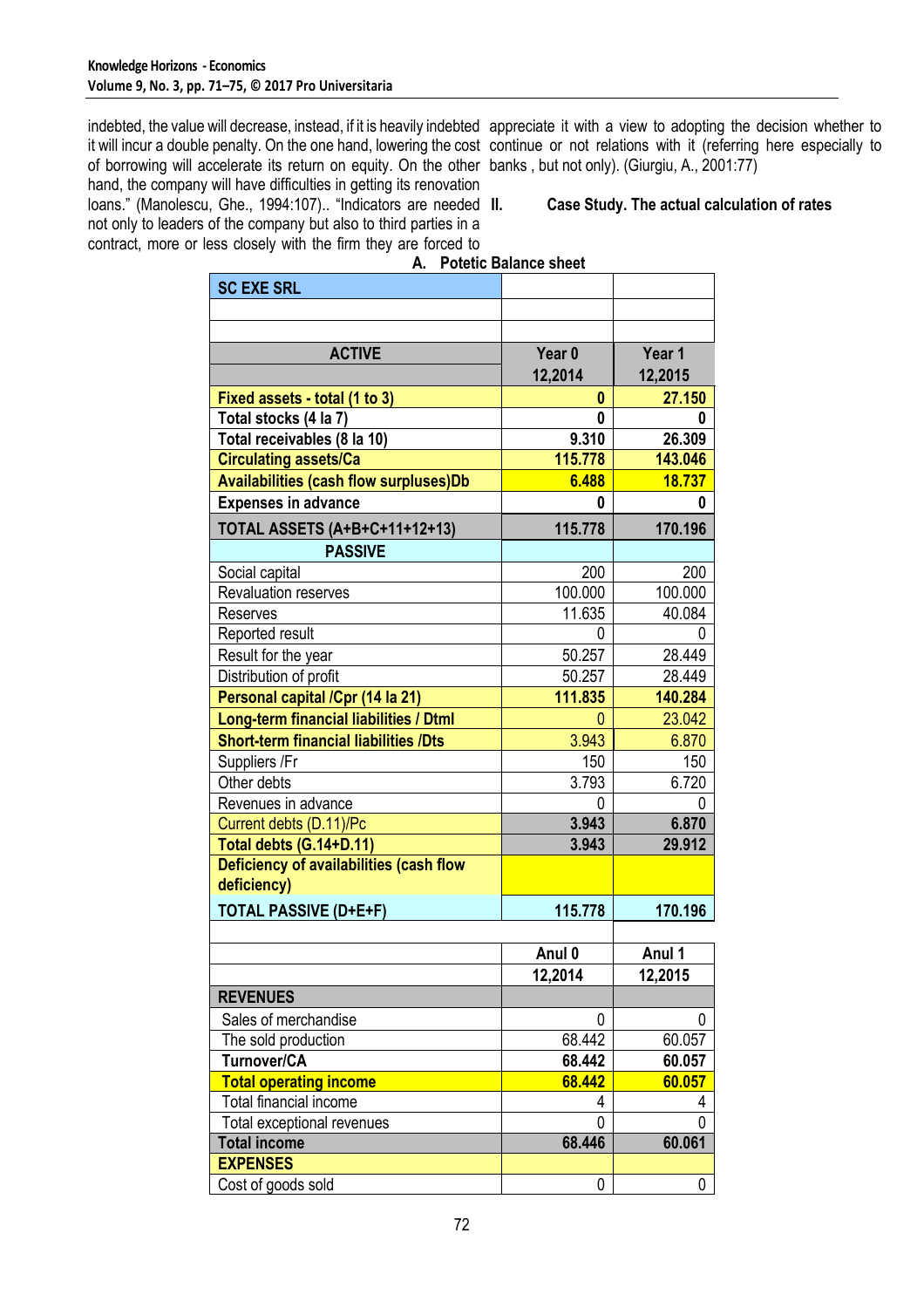indebted, the value will decrease, instead, if it is heavily indebted it will incur a double penalty. On the one hand, lowering the cost of borrowing will accelerate its return on equity. On the other hand, the company will have difficulties in getting its renovation loans." (Manolescu, Ghe., 1994:107).. "Indicators are needed not only to leaders of the company but also to third parties in a contract, more or less closely with the firm they are forced to appreciate it with a view to adopting the decision whether to continue or not relations with it (referring here especially to banks , but not only). (Giurgiu, A., 2001:77)

## II. Case Study. The actual calculation of rates

### A. Potetic Balance sheet

| SC EXE SRL | | |
|---|---|---|
| | | |
| | | |
| **ACTIVE** | **Year 0** | **Year 1** |
| | **12,2014** | **12,2015** |
| **Fixed assets - total (1 to 3)** | **0** | **27.150** |
| **Total stocks (4 la 7)** | **0** | **0** |
| **Total receivables (8 la 10)** | **9.310** | **26.309** |
| **Circulating assets/Ca** | **115.778** | **143.046** |
| **Availabilities (cash flow surpluses)Db** | **6.488** | **18.737** |
| **Expenses in advance** | **0** | **0** |
| **TOTAL ASSETS (A+B+C+11+12+13)** | **115.778** | **170.196** |
| **PASSIVE** | | |
| Social capital | 200 | 200 |
| Revaluation reserves | 100.000 | 100.000 |
| Reserves | 11.635 | 40.084 |
| Reported result | 0 | 0 |
| Result for the year | 50.257 | 28.449 |
| Distribution of profit | 50.257 | 28.449 |
| **Personal capital /Cpr (14 la 21)** | **111.835** | **140.284** |
| **Long-term financial liabilities / Dtml** | 0 | 23.042 |
| **Short-term financial liabilities /Dts** | 3.943 | 6.870 |
| Suppliers /Fr | 150 | 150 |
| Other debts | 3.793 | 6.720 |
| Revenues in advance | 0 | 0 |
| Current debts (D.11)/Pc | **3.943** | **6.870** |
| **Total debts (G.14+D.11)** | **3.943** | **29.912** |
| **Deficiency of availabilities (cash flow deficiency)** | | |
| **TOTAL PASSIVE (D+E+F)** | **115.778** | **170.196** |
| | | |
| | **Anul 0** | **Anul 1** |
| | **12,2014** | **12,2015** |
| **REVENUES** | | |
| Sales of merchandise | 0 | 0 |
| The sold production | 68.442 | 60.057 |
| **Turnover/CA** | **68.442** | **60.057** |
| **Total operating income** | **68.442** | **60.057** |
| Total financial income | 4 | 4 |
| Total exceptional revenues | 0 | 0 |
| **Total income** | **68.446** | **60.061** |
| **EXPENSES** | | |
| Cost of goods sold | 0 | 0 |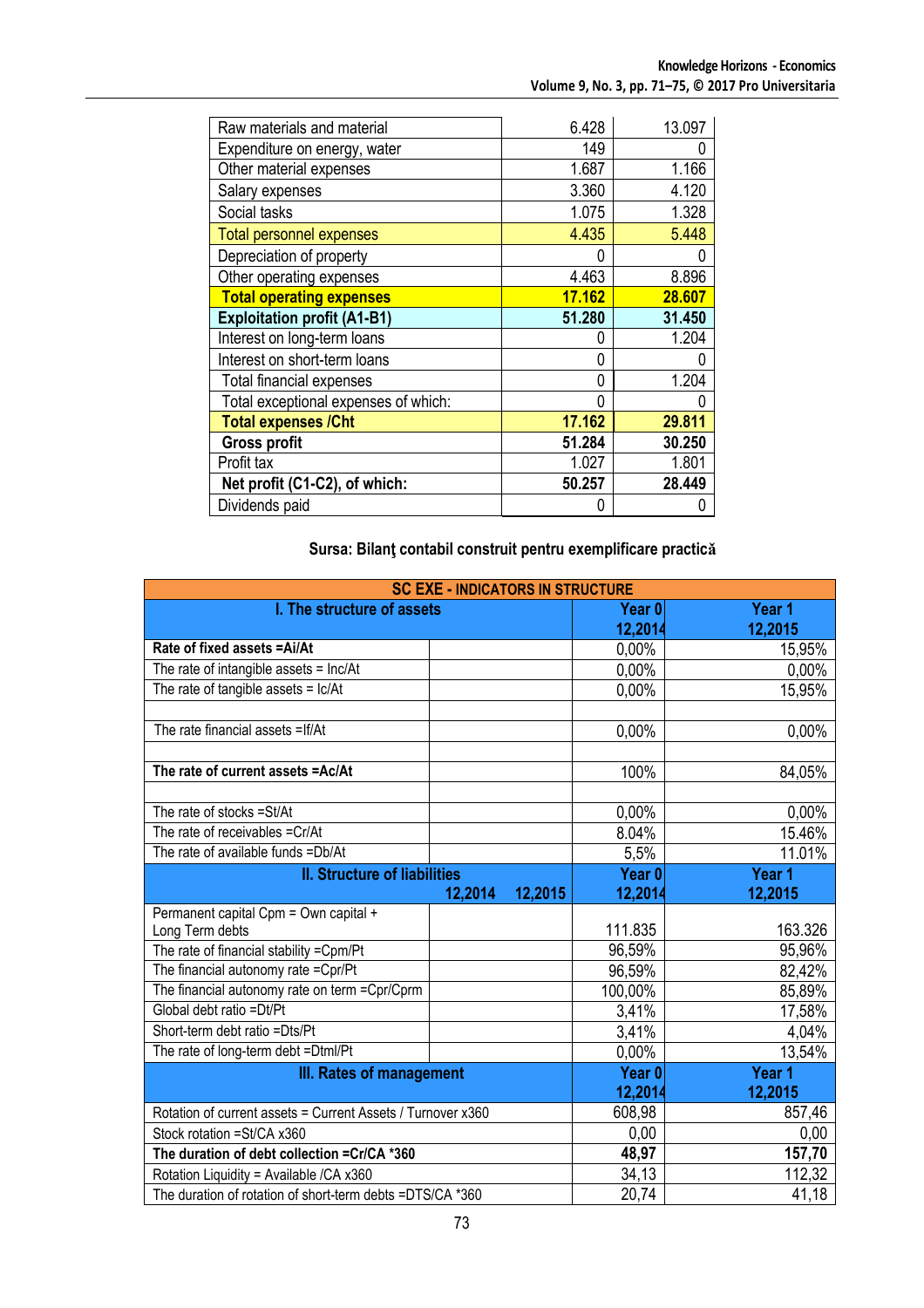| | | |
|---|---|---|
| Raw materials and material | 6.428 | 13.097 |
| Expenditure on energy, water | 149 | 0 |
| Other material expenses | 1.687 | 1.166 |
| Salary expenses | 3.360 | 4.120 |
| Social tasks | 1.075 | 1.328 |
| Total personnel expenses | 4.435 | 5.448 |
| Depreciation of property | 0 | 0 |
| Other operating expenses | 4.463 | 8.896 |
| **Total operating expenses** | **17.162** | **28.607** |
| **Exploitation profit (A1-B1)** | **51.280** | **31.450** |
| Interest on long-term loans | 0 | 1.204 |
| Interest on short-term loans | 0 | 0 |
| Total financial expenses | 0 | 1.204 |
| Total exceptional expenses of which: | 0 | 0 |
| **Total expenses /Cht** | **17.162** | **29.811** |
| **Gross profit** | **51.284** | **30.250** |
| Profit tax | 1.027 | 1.801 |
| **Net profit (C1-C2), of which:** | **50.257** | **28.449** |
| Dividends paid | 0 | 0 |

**Sursa: Bilanţ contabil construit pentru exemplificare practică**

| **SC EXE - INDICATORS IN STRUCTURE** | | | | |
|---|---|---|---|---|
| **I. The structure of assets** | | | **Year 0 12,2014** | **Year 1 12,2015** |
| **Rate of fixed assets =Ai/At** | | | 0,00% | 15,95% |
| The rate of intangible assets = Inc/At | | | 0,00% | 0,00% |
| The rate of tangible assets = Ic/At | | | 0,00% | 15,95% |
| | | | | |
| The rate financial assets =If/At | | | 0,00% | 0,00% |
| | | | | |
| **The rate of current assets =Ac/At** | | | 100% | 84,05% |
| | | | | |
| The rate of stocks =St/At | | | 0,00% | 0,00% |
| The rate of receivables =Cr/At | | | 8.04% | 15.46% |
| The rate of available funds =Db/At | | | 5,5% | 11.01% |
| **II. Structure of liabilities** | **12,2014** | **12,2015** | **Year 0 12,2014** | **Year 1 12,2015** |
| Permanent capital Cpm = Own capital + Long Term debts | | | 111.835 | 163.326 |
| The rate of financial stability =Cpm/Pt | | | 96,59% | 95,96% |
| The financial autonomy rate =Cpr/Pt | | | 96,59% | 82,42% |
| The financial autonomy rate on term =Cpr/Cprm | | | 100,00% | 85,89% |
| Global debt ratio =Dt/Pt | | | 3,41% | 17,58% |
| Short-term debt ratio =Dts/Pt | | | 3,41% | 4,04% |
| The rate of long-term debt =Dtml/Pt | | | 0,00% | 13,54% |
| **III. Rates of management** | | | **Year 0 12,2014** | **Year 1 12,2015** |
| Rotation of current assets = Current Assets / Turnover x360 | | | 608,98 | 857,46 |
| Stock rotation =St/CA x360 | | | 0,00 | 0,00 |
| **The duration of debt collection =Cr/CA \*360** | | | **48,97** | **157,70** |
| Rotation Liquidity = Available /CA x360 | | | 34,13 | 112,32 |
| The duration of rotation of short-term debts =DTS/CA \*360 | | | 20,74 | 41,18 |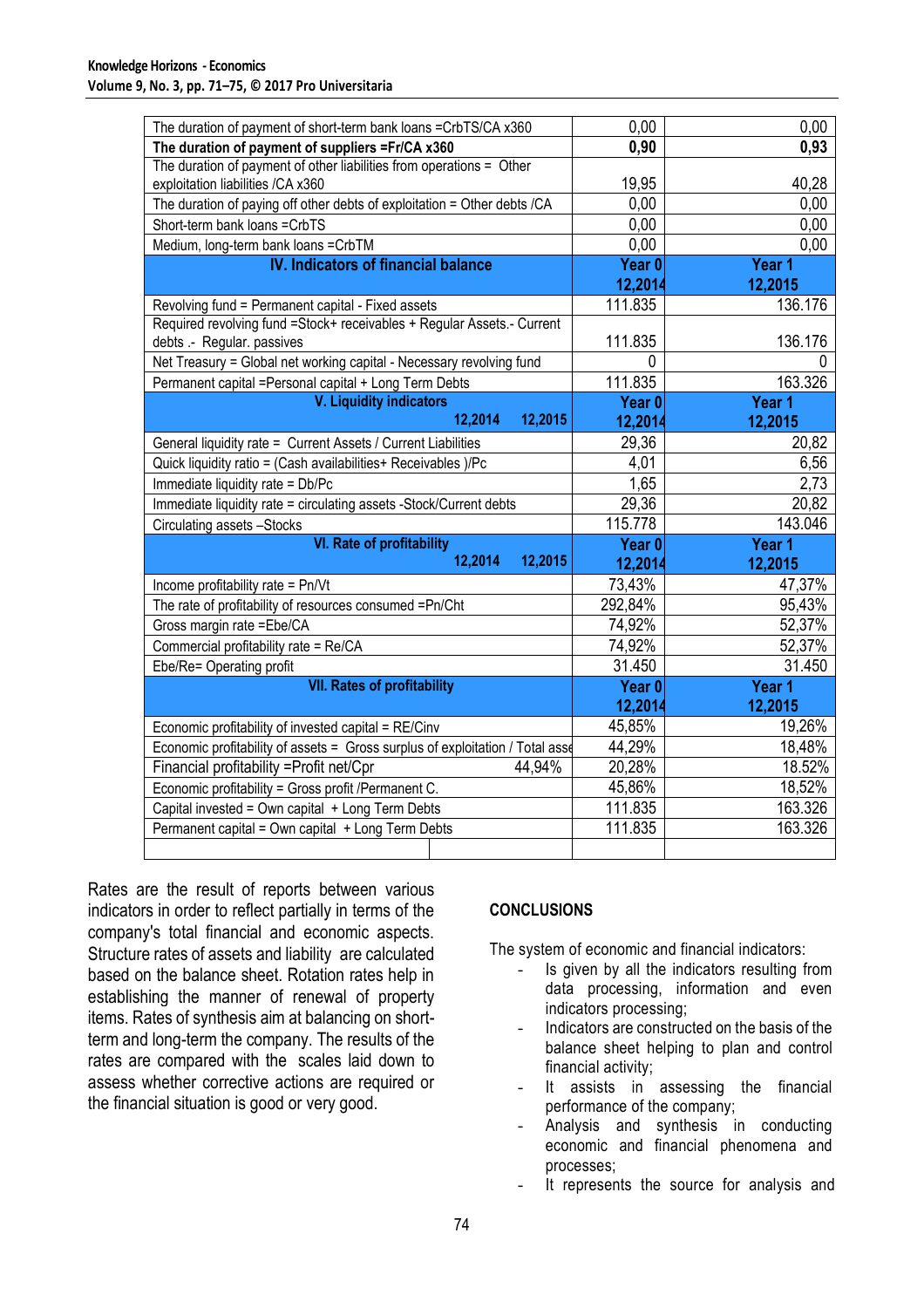| | | |
|---|---|---|
| The duration of payment of short-term bank loans =CrbTS/CA x360 | 0,00 | 0,00 |
| **The duration of payment of suppliers =Fr/CA x360** | **0,90** | **0,93** |
| The duration of payment of other liabilities from operations = Other exploitation liabilities /CA x360 | 19,95 | 40,28 |
| The duration of paying off other debts of exploitation = Other debts /CA | 0,00 | 0,00 |
| Short-term bank loans =CrbTS | 0,00 | 0,00 |
| Medium, long-term bank loans =CrbTM | 0,00 | 0,00 |
| **IV. Indicators of financial balance** | **Year 0 12,2014** | **Year 1 12,2015** |
| Revolving fund = Permanent capital - Fixed assets | 111.835 | 136.176 |
| Required revolving fund =Stock+ receivables + Regular Assets.- Current debts .- Regular. passives | 111.835 | 136.176 |
| Net Treasury = Global net working capital - Necessary revolving fund | 0 | 0 |
| Permanent capital =Personal capital + Long Term Debts | 111.835 | 163.326 |
| **V. Liquidity indicators** 12,2014 12,2015 | **Year 0 12,2014** | **Year 1 12,2015** |
| General liquidity rate = Current Assets / Current Liabilities | 29,36 | 20,82 |
| Quick liquidity ratio = (Cash availabilities+ Receivables )/Pc | 4,01 | 6,56 |
| Immediate liquidity rate = Db/Pc | 1,65 | 2,73 |
| Immediate liquidity rate = circulating assets -Stock/Current debts | 29,36 | 20,82 |
| Circulating assets –Stocks | 115.778 | 143.046 |
| **VI. Rate of profitability** 12,2014 12,2015 | **Year 0 12,2014** | **Year 1 12,2015** |
| Income profitability rate = Pn/Vt | 73,43% | 47,37% |
| The rate of profitability of resources consumed =Pn/Cht | 292,84% | 95,43% |
| Gross margin rate =Ebe/CA | 74,92% | 52,37% |
| Commercial profitability rate = Re/CA | 74,92% | 52,37% |
| Ebe/Re= Operating profit | 31.450 | 31.450 |
| **VII. Rates of profitability** | **Year 0 12,2014** | **Year 1 12,2015** |
| Economic profitability of invested capital = RE/Cinv | 45,85% | 19,26% |
| Economic profitability of assets = Gross surplus of exploitation / Total asse | 44,29% | 18,48% |
| Financial profitability =Profit net/Cpr 44,94% | 20,28% | 18.52% |
| Economic profitability = Gross profit /Permanent C. | 45,86% | 18,52% |
| Capital invested = Own capital + Long Term Debts | 111.835 | 163.326 |
| Permanent capital = Own capital + Long Term Debts | 111.835 | 163.326 |
| | | |

Rates are the result of reports between various indicators in order to reflect partially in terms of the company's total financial and economic aspects. Structure rates of assets and liability are calculated based on the balance sheet. Rotation rates help in establishing the manner of renewal of property items. Rates of synthesis aim at balancing on short-term and long-term the company. The results of the rates are compared with the scales laid down to assess whether corrective actions are required or the financial situation is good or very good.

## CONCLUSIONS

The system of economic and financial indicators:

- Is given by all the indicators resulting from data processing, information and even indicators processing;
- Indicators are constructed on the basis of the balance sheet helping to plan and control financial activity;
- It assists in assessing the financial performance of the company;
- Analysis and synthesis in conducting economic and financial phenomena and processes;
- It represents the source for analysis and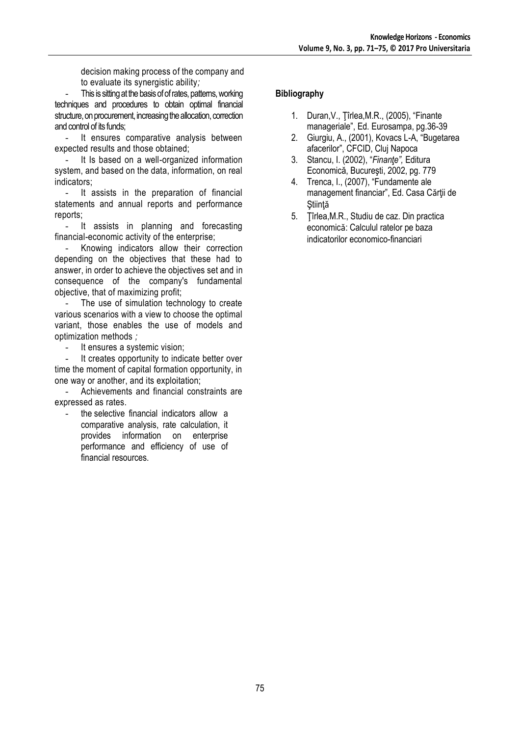decision making process of the company and to evaluate its synergistic ability;

- This is sitting at the basis of of rates, patterns, working techniques and procedures to obtain optimal financial structure, on procurement, increasing the allocation, correction and control of its funds;
- It ensures comparative analysis between expected results and those obtained;
- It Is based on a well-organized information system, and based on the data, information, on real indicators;
- It assists in the preparation of financial statements and annual reports and performance reports;
- It assists in planning and forecasting financial-economic activity of the enterprise;
- Knowing indicators allow their correction depending on the objectives that these had to answer, in order to achieve the objectives set and in consequence of the company's fundamental objective, that of maximizing profit;
- The use of simulation technology to create various scenarios with a view to choose the optimal variant, those enables the use of models and optimization methods ;
- It ensures a systemic vision;
- It creates opportunity to indicate better over time the moment of capital formation opportunity, in one way or another, and its exploitation;
- Achievements and financial constraints are expressed as rates.
- the selective financial indicators allow a comparative analysis, rate calculation, it provides information on enterprise performance and efficiency of use of financial resources.

## Bibliography

1. Duran,V., Ţîrlea,M.R., (2005), "Finante manageriale", Ed. Eurosampa, pg.36-39
2. Giurgiu, A., (2001), Kovacs L-A, "Bugetarea afacerilor", CFCID, Cluj Napoca
3. Stancu, I. (2002), "*Finanţe",* Editura Economică, Bucureşti, 2002, pg. 779
4. Trenca, I., (2007), "Fundamente ale management financiar", Ed. Casa Cărţii de Ştiinţă
5. Ţîrlea,M.R., Studiu de caz. Din practica economică: Calculul ratelor pe baza indicatorilor economico-financiari